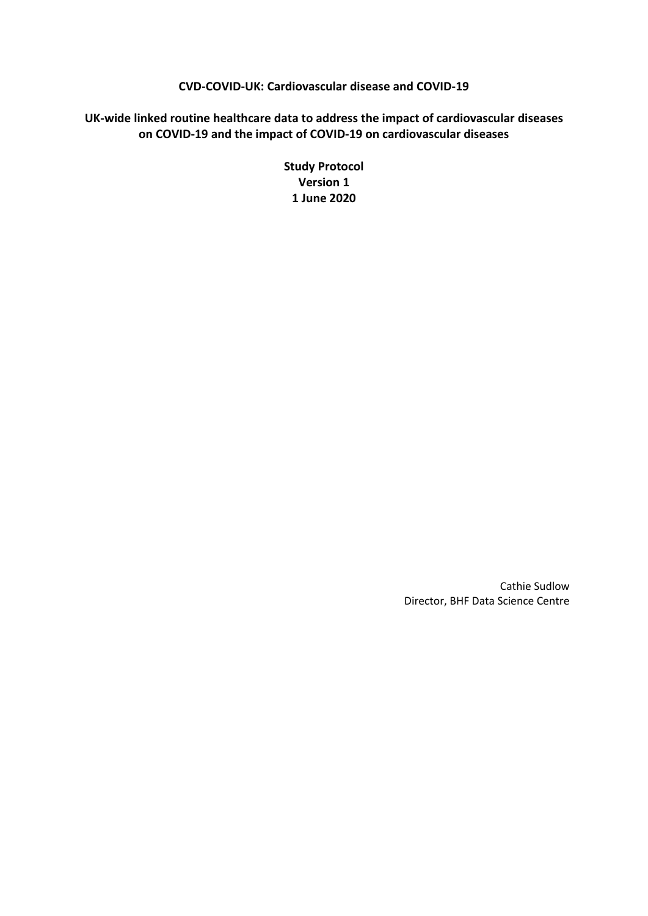# CVD-COVID-UK: Cardiovascular disease and COVID-19

## UK-wide linked routine healthcare data to address the impact of cardiovascular diseases on COVID-19 and the impact of COVID-19 on cardiovascular diseases

**Study Protocol**
**Version 1**
**1 June 2020**

Cathie Sudlow
Director, BHF Data Science Centre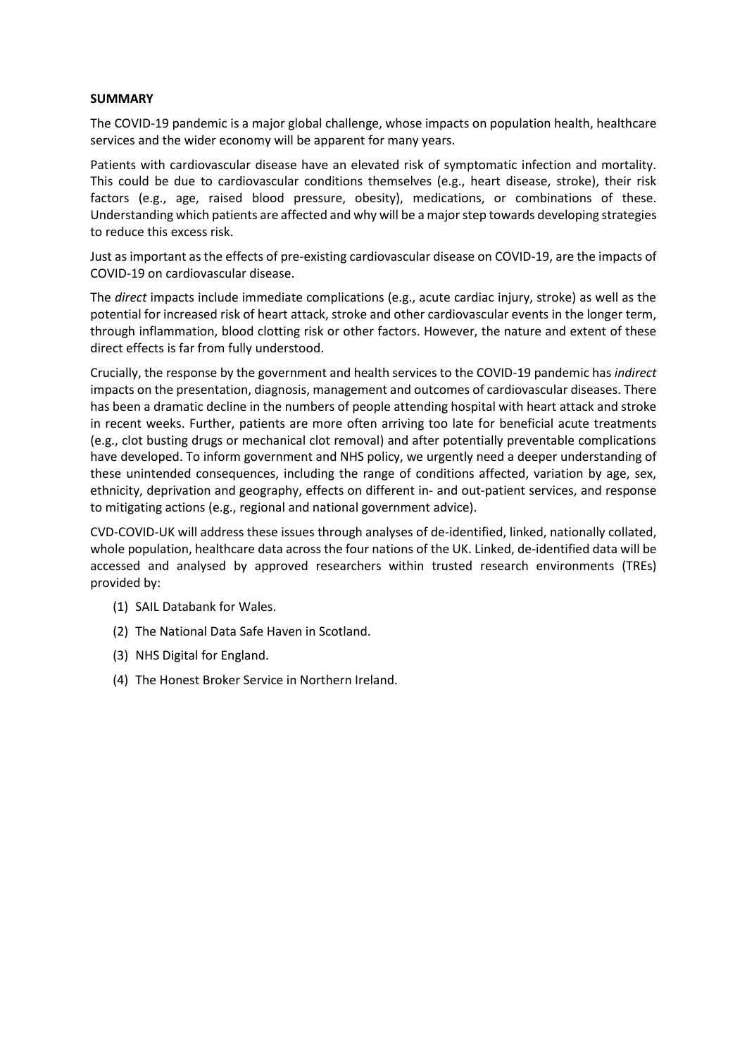**SUMMARY**

The COVID-19 pandemic is a major global challenge, whose impacts on population health, healthcare services and the wider economy will be apparent for many years.

Patients with cardiovascular disease have an elevated risk of symptomatic infection and mortality. This could be due to cardiovascular conditions themselves (e.g., heart disease, stroke), their risk factors (e.g., age, raised blood pressure, obesity), medications, or combinations of these. Understanding which patients are affected and why will be a major step towards developing strategies to reduce this excess risk.

Just as important as the effects of pre-existing cardiovascular disease on COVID-19, are the impacts of COVID-19 on cardiovascular disease.

The *direct* impacts include immediate complications (e.g., acute cardiac injury, stroke) as well as the potential for increased risk of heart attack, stroke and other cardiovascular events in the longer term, through inflammation, blood clotting risk or other factors. However, the nature and extent of these direct effects is far from fully understood.

Crucially, the response by the government and health services to the COVID-19 pandemic has *indirect* impacts on the presentation, diagnosis, management and outcomes of cardiovascular diseases. There has been a dramatic decline in the numbers of people attending hospital with heart attack and stroke in recent weeks. Further, patients are more often arriving too late for beneficial acute treatments (e.g., clot busting drugs or mechanical clot removal) and after potentially preventable complications have developed. To inform government and NHS policy, we urgently need a deeper understanding of these unintended consequences, including the range of conditions affected, variation by age, sex, ethnicity, deprivation and geography, effects on different in- and out-patient services, and response to mitigating actions (e.g., regional and national government advice).

CVD-COVID-UK will address these issues through analyses of de-identified, linked, nationally collated, whole population, healthcare data across the four nations of the UK. Linked, de-identified data will be accessed and analysed by approved researchers within trusted research environments (TREs) provided by:

(1) SAIL Databank for Wales.

(2) The National Data Safe Haven in Scotland.

(3) NHS Digital for England.

(4) The Honest Broker Service in Northern Ireland.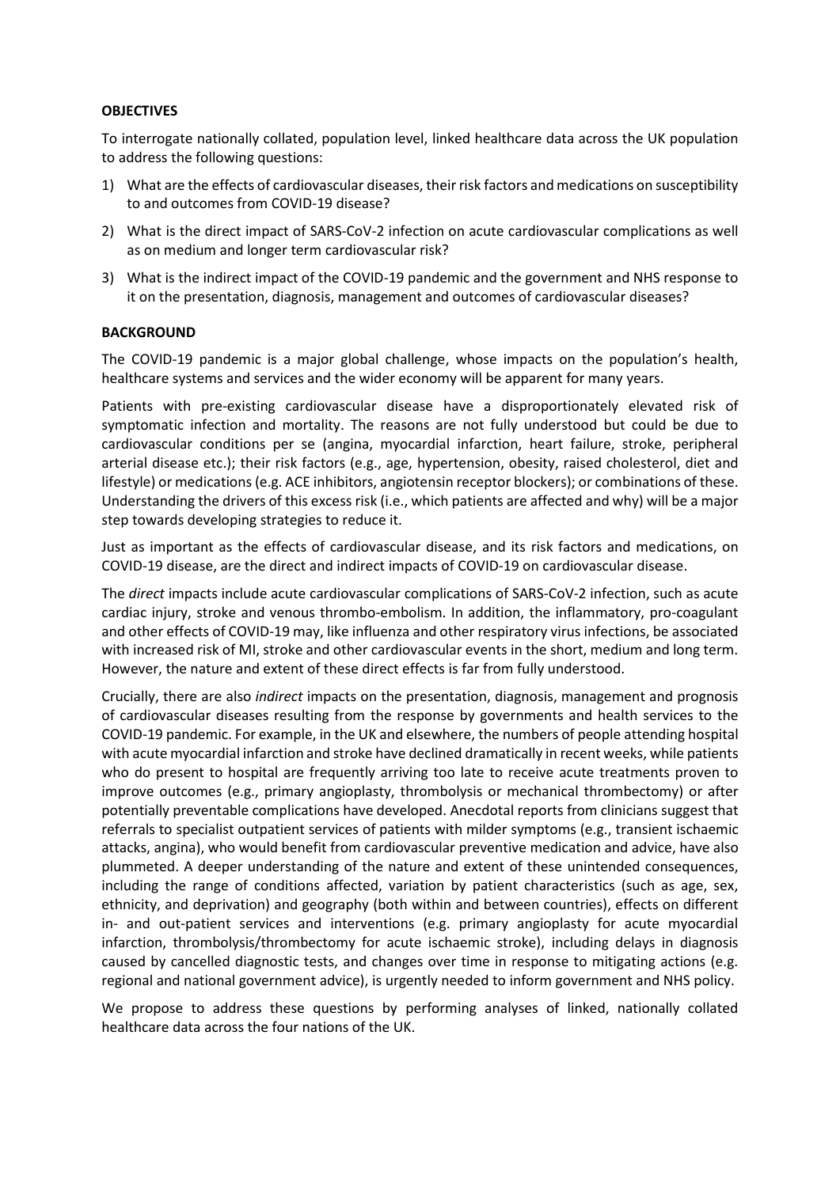**OBJECTIVES**

To interrogate nationally collated, population level, linked healthcare data across the UK population to address the following questions:

1) What are the effects of cardiovascular diseases, their risk factors and medications on susceptibility to and outcomes from COVID-19 disease?
2) What is the direct impact of SARS-CoV-2 infection on acute cardiovascular complications as well as on medium and longer term cardiovascular risk?
3) What is the indirect impact of the COVID-19 pandemic and the government and NHS response to it on the presentation, diagnosis, management and outcomes of cardiovascular diseases?

**BACKGROUND**

The COVID-19 pandemic is a major global challenge, whose impacts on the population's health, healthcare systems and services and the wider economy will be apparent for many years.

Patients with pre-existing cardiovascular disease have a disproportionately elevated risk of symptomatic infection and mortality. The reasons are not fully understood but could be due to cardiovascular conditions per se (angina, myocardial infarction, heart failure, stroke, peripheral arterial disease etc.); their risk factors (e.g., age, hypertension, obesity, raised cholesterol, diet and lifestyle) or medications (e.g. ACE inhibitors, angiotensin receptor blockers); or combinations of these. Understanding the drivers of this excess risk (i.e., which patients are affected and why) will be a major step towards developing strategies to reduce it.

Just as important as the effects of cardiovascular disease, and its risk factors and medications, on COVID-19 disease, are the direct and indirect impacts of COVID-19 on cardiovascular disease.

The *direct* impacts include acute cardiovascular complications of SARS-CoV-2 infection, such as acute cardiac injury, stroke and venous thrombo-embolism. In addition, the inflammatory, pro-coagulant and other effects of COVID-19 may, like influenza and other respiratory virus infections, be associated with increased risk of MI, stroke and other cardiovascular events in the short, medium and long term. However, the nature and extent of these direct effects is far from fully understood.

Crucially, there are also *indirect* impacts on the presentation, diagnosis, management and prognosis of cardiovascular diseases resulting from the response by governments and health services to the COVID-19 pandemic. For example, in the UK and elsewhere, the numbers of people attending hospital with acute myocardial infarction and stroke have declined dramatically in recent weeks, while patients who do present to hospital are frequently arriving too late to receive acute treatments proven to improve outcomes (e.g., primary angioplasty, thrombolysis or mechanical thrombectomy) or after potentially preventable complications have developed. Anecdotal reports from clinicians suggest that referrals to specialist outpatient services of patients with milder symptoms (e.g., transient ischaemic attacks, angina), who would benefit from cardiovascular preventive medication and advice, have also plummeted. A deeper understanding of the nature and extent of these unintended consequences, including the range of conditions affected, variation by patient characteristics (such as age, sex, ethnicity, and deprivation) and geography (both within and between countries), effects on different in- and out-patient services and interventions (e.g. primary angioplasty for acute myocardial infarction, thrombolysis/thrombectomy for acute ischaemic stroke), including delays in diagnosis caused by cancelled diagnostic tests, and changes over time in response to mitigating actions (e.g. regional and national government advice), is urgently needed to inform government and NHS policy.

We propose to address these questions by performing analyses of linked, nationally collated healthcare data across the four nations of the UK.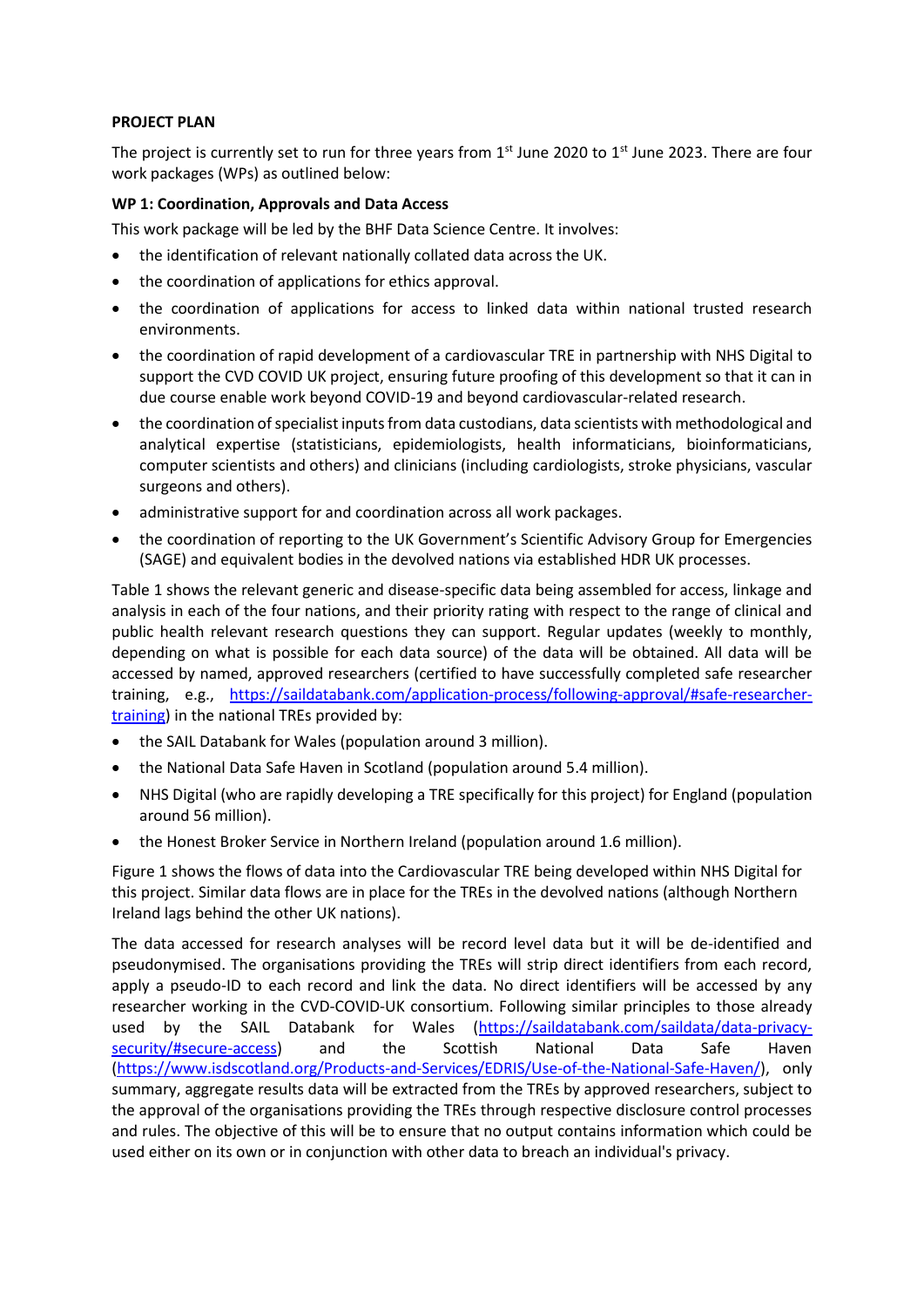**PROJECT PLAN**

The project is currently set to run for three years from 1st June 2020 to 1st June 2023. There are four work packages (WPs) as outlined below:

**WP 1: Coordination, Approvals and Data Access**

This work package will be led by the BHF Data Science Centre. It involves:

- the identification of relevant nationally collated data across the UK.
- the coordination of applications for ethics approval.
- the coordination of applications for access to linked data within national trusted research environments.
- the coordination of rapid development of a cardiovascular TRE in partnership with NHS Digital to support the CVD COVID UK project, ensuring future proofing of this development so that it can in due course enable work beyond COVID-19 and beyond cardiovascular-related research.
- the coordination of specialist inputs from data custodians, data scientists with methodological and analytical expertise (statisticians, epidemiologists, health informaticians, bioinformaticians, computer scientists and others) and clinicians (including cardiologists, stroke physicians, vascular surgeons and others).
- administrative support for and coordination across all work packages.
- the coordination of reporting to the UK Government's Scientific Advisory Group for Emergencies (SAGE) and equivalent bodies in the devolved nations via established HDR UK processes.

Table 1 shows the relevant generic and disease-specific data being assembled for access, linkage and analysis in each of the four nations, and their priority rating with respect to the range of clinical and public health relevant research questions they can support. Regular updates (weekly to monthly, depending on what is possible for each data source) of the data will be obtained. All data will be accessed by named, approved researchers (certified to have successfully completed safe researcher training, e.g., https://saildatabank.com/application-process/following-approval/#safe-researcher-training) in the national TREs provided by:

- the SAIL Databank for Wales (population around 3 million).
- the National Data Safe Haven in Scotland (population around 5.4 million).
- NHS Digital (who are rapidly developing a TRE specifically for this project) for England (population around 56 million).
- the Honest Broker Service in Northern Ireland (population around 1.6 million).

Figure 1 shows the flows of data into the Cardiovascular TRE being developed within NHS Digital for this project. Similar data flows are in place for the TREs in the devolved nations (although Northern Ireland lags behind the other UK nations).

The data accessed for research analyses will be record level data but it will be de-identified and pseudonymised. The organisations providing the TREs will strip direct identifiers from each record, apply a pseudo-ID to each record and link the data. No direct identifiers will be accessed by any researcher working in the CVD-COVID-UK consortium. Following similar principles to those already used by the SAIL Databank for Wales (https://saildatabank.com/saildata/data-privacy-security/#secure-access) and the Scottish National Data Safe Haven (https://www.isdscotland.org/Products-and-Services/EDRIS/Use-of-the-National-Safe-Haven/), only summary, aggregate results data will be extracted from the TREs by approved researchers, subject to the approval of the organisations providing the TREs through respective disclosure control processes and rules. The objective of this will be to ensure that no output contains information which could be used either on its own or in conjunction with other data to breach an individual's privacy.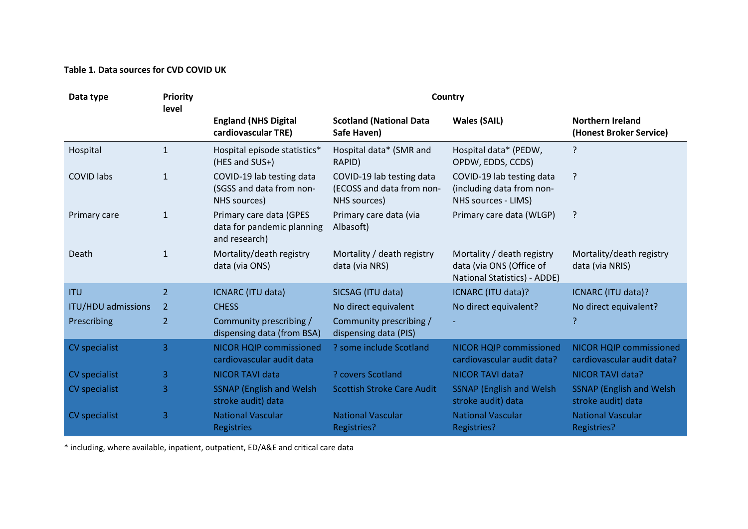**Table 1. Data sources for CVD COVID UK**

| Data type | Priority level | Country | | | |
|---|---|---|---|---|---|
| | | England (NHS Digital cardiovascular TRE) | Scotland (National Data Safe Haven) | Wales (SAIL) | Northern Ireland (Honest Broker Service) |
| Hospital | 1 | Hospital episode statistics* (HES and SUS+) | Hospital data* (SMR and RAPID) | Hospital data* (PEDW, OPDW, EDDS, CCDS) | ? |
| COVID labs | 1 | COVID-19 lab testing data (SGSS and data from non-NHS sources) | COVID-19 lab testing data (ECOSS and data from non-NHS sources) | COVID-19 lab testing data (including data from non-NHS sources - LIMS) | ? |
| Primary care | 1 | Primary care data (GPES data for pandemic planning and research) | Primary care data (via Albasoft) | Primary care data (WLGP) | ? |
| Death | 1 | Mortality/death registry data (via ONS) | Mortality / death registry data (via NRS) | Mortality / death registry data (via ONS (Office of National Statistics) - ADDE) | Mortality/death registry data (via NRIS) |
| ITU | 2 | ICNARC (ITU data) | SICSAG (ITU data) | ICNARC (ITU data)? | ICNARC (ITU data)? |
| ITU/HDU admissions | 2 | CHESS | No direct equivalent | No direct equivalent? | No direct equivalent? |
| Prescribing | 2 | Community prescribing / dispensing data (from BSA) | Community prescribing / dispensing data (PIS) | - | ? |
| CV specialist | 3 | NICOR HQIP commissioned cardiovascular audit data | ? some include Scotland | NICOR HQIP commissioned cardiovascular audit data? | NICOR HQIP commissioned cardiovascular audit data? |
| CV specialist | 3 | NICOR TAVI data | ? covers Scotland | NICOR TAVI data? | NICOR TAVI data? |
| CV specialist | 3 | SSNAP (English and Welsh stroke audit) data | Scottish Stroke Care Audit | SSNAP (English and Welsh stroke audit) data | SSNAP (English and Welsh stroke audit) data |
| CV specialist | 3 | National Vascular Registries | National Vascular Registries? | National Vascular Registries? | National Vascular Registries? |

* including, where available, inpatient, outpatient, ED/A&E and critical care data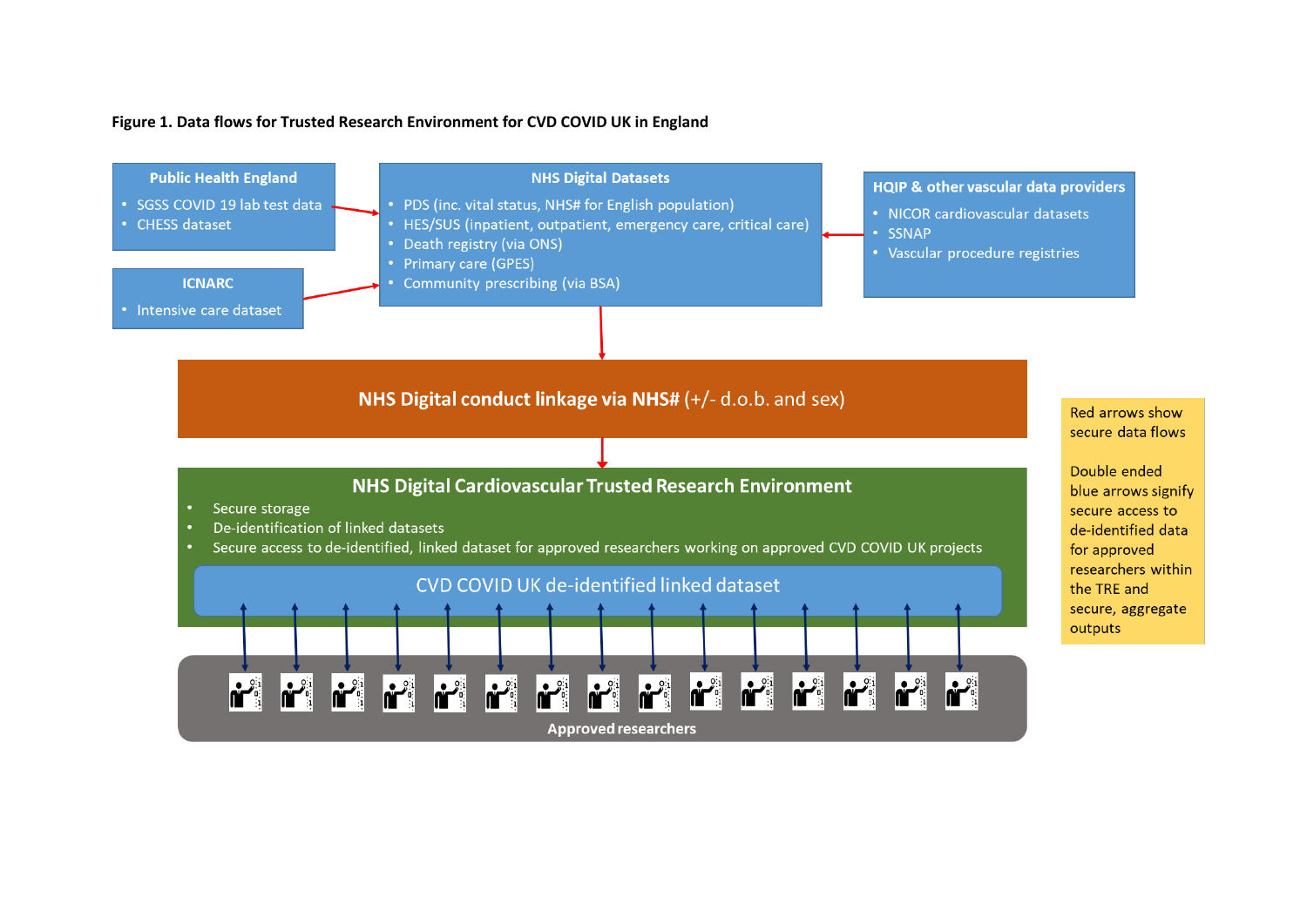**Figure 1. Data flows for Trusted Research Environment for CVD COVID UK in England**

**Public Health England**
- SGSS COVID 19 lab test data
- CHESS dataset

**ICNARC**
- Intensive care dataset

**NHS Digital Datasets**
- PDS (inc. vital status, NHS# for English population)
- HES/SUS (inpatient, outpatient, emergency care, critical care)
- Death registry (via ONS)
- Primary care (GPES)
- Community prescribing (via BSA)

**HQIP & other vascular data providers**
- NICOR cardiovascular datasets
- SSNAP
- Vascular procedure registries

**NHS Digital conduct linkage via NHS#** (+/- d.o.b. and sex)

**NHS Digital Cardiovascular Trusted Research Environment**
- Secure storage
- De-identification of linked datasets
- Secure access to de-identified, linked dataset for approved researchers working on approved CVD COVID UK projects

CVD COVID UK de-identified linked dataset

**Approved researchers**

Red arrows show secure data flows

Double ended blue arrows signify secure access to de-identified data for approved researchers within the TRE and secure, aggregate outputs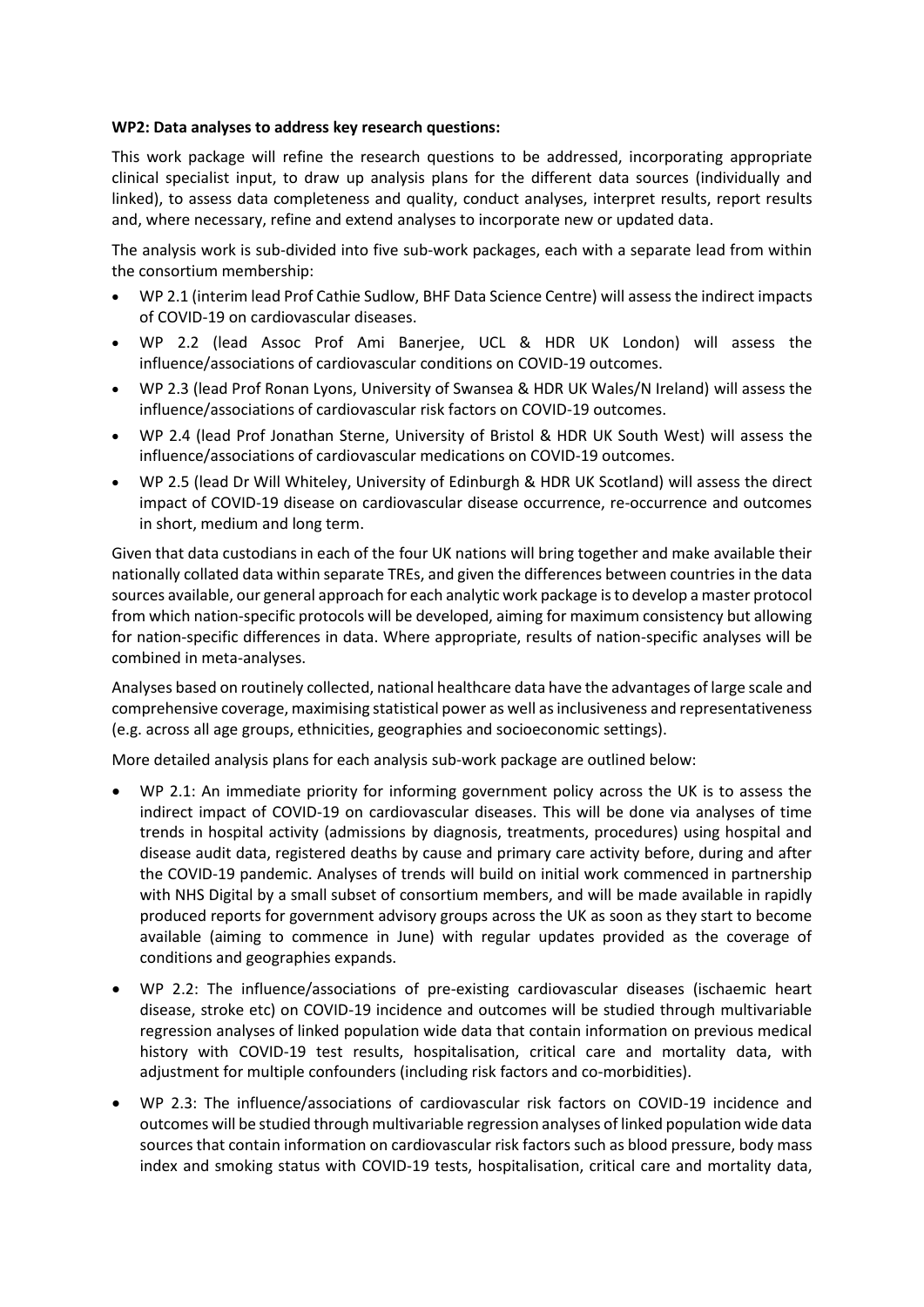**WP2: Data analyses to address key research questions:**

This work package will refine the research questions to be addressed, incorporating appropriate clinical specialist input, to draw up analysis plans for the different data sources (individually and linked), to assess data completeness and quality, conduct analyses, interpret results, report results and, where necessary, refine and extend analyses to incorporate new or updated data.

The analysis work is sub-divided into five sub-work packages, each with a separate lead from within the consortium membership:

- WP 2.1 (interim lead Prof Cathie Sudlow, BHF Data Science Centre) will assess the indirect impacts of COVID-19 on cardiovascular diseases.
- WP 2.2 (lead Assoc Prof Ami Banerjee, UCL & HDR UK London) will assess the influence/associations of cardiovascular conditions on COVID-19 outcomes.
- WP 2.3 (lead Prof Ronan Lyons, University of Swansea & HDR UK Wales/N Ireland) will assess the influence/associations of cardiovascular risk factors on COVID-19 outcomes.
- WP 2.4 (lead Prof Jonathan Sterne, University of Bristol & HDR UK South West) will assess the influence/associations of cardiovascular medications on COVID-19 outcomes.
- WP 2.5 (lead Dr Will Whiteley, University of Edinburgh & HDR UK Scotland) will assess the direct impact of COVID-19 disease on cardiovascular disease occurrence, re-occurrence and outcomes in short, medium and long term.

Given that data custodians in each of the four UK nations will bring together and make available their nationally collated data within separate TREs, and given the differences between countries in the data sources available, our general approach for each analytic work package is to develop a master protocol from which nation-specific protocols will be developed, aiming for maximum consistency but allowing for nation-specific differences in data. Where appropriate, results of nation-specific analyses will be combined in meta-analyses.

Analyses based on routinely collected, national healthcare data have the advantages of large scale and comprehensive coverage, maximising statistical power as well as inclusiveness and representativeness (e.g. across all age groups, ethnicities, geographies and socioeconomic settings).

More detailed analysis plans for each analysis sub-work package are outlined below:

- WP 2.1: An immediate priority for informing government policy across the UK is to assess the indirect impact of COVID-19 on cardiovascular diseases. This will be done via analyses of time trends in hospital activity (admissions by diagnosis, treatments, procedures) using hospital and disease audit data, registered deaths by cause and primary care activity before, during and after the COVID-19 pandemic. Analyses of trends will build on initial work commenced in partnership with NHS Digital by a small subset of consortium members, and will be made available in rapidly produced reports for government advisory groups across the UK as soon as they start to become available (aiming to commence in June) with regular updates provided as the coverage of conditions and geographies expands.
- WP 2.2: The influence/associations of pre-existing cardiovascular diseases (ischaemic heart disease, stroke etc) on COVID-19 incidence and outcomes will be studied through multivariable regression analyses of linked population wide data that contain information on previous medical history with COVID-19 test results, hospitalisation, critical care and mortality data, with adjustment for multiple confounders (including risk factors and co-morbidities).
- WP 2.3: The influence/associations of cardiovascular risk factors on COVID-19 incidence and outcomes will be studied through multivariable regression analyses of linked population wide data sources that contain information on cardiovascular risk factors such as blood pressure, body mass index and smoking status with COVID-19 tests, hospitalisation, critical care and mortality data,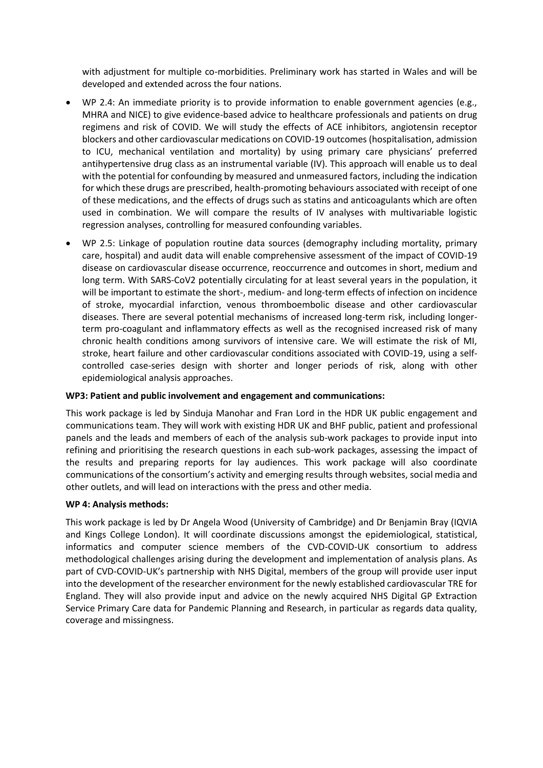with adjustment for multiple co-morbidities. Preliminary work has started in Wales and will be developed and extended across the four nations.

- WP 2.4: An immediate priority is to provide information to enable government agencies (e.g., MHRA and NICE) to give evidence-based advice to healthcare professionals and patients on drug regimens and risk of COVID. We will study the effects of ACE inhibitors, angiotensin receptor blockers and other cardiovascular medications on COVID-19 outcomes (hospitalisation, admission to ICU, mechanical ventilation and mortality) by using primary care physicians' preferred antihypertensive drug class as an instrumental variable (IV). This approach will enable us to deal with the potential for confounding by measured and unmeasured factors, including the indication for which these drugs are prescribed, health-promoting behaviours associated with receipt of one of these medications, and the effects of drugs such as statins and anticoagulants which are often used in combination. We will compare the results of IV analyses with multivariable logistic regression analyses, controlling for measured confounding variables.
- WP 2.5: Linkage of population routine data sources (demography including mortality, primary care, hospital) and audit data will enable comprehensive assessment of the impact of COVID-19 disease on cardiovascular disease occurrence, reoccurrence and outcomes in short, medium and long term. With SARS-CoV2 potentially circulating for at least several years in the population, it will be important to estimate the short-, medium- and long-term effects of infection on incidence of stroke, myocardial infarction, venous thromboembolic disease and other cardiovascular diseases. There are several potential mechanisms of increased long-term risk, including longer-term pro-coagulant and inflammatory effects as well as the recognised increased risk of many chronic health conditions among survivors of intensive care. We will estimate the risk of MI, stroke, heart failure and other cardiovascular conditions associated with COVID-19, using a self-controlled case-series design with shorter and longer periods of risk, along with other epidemiological analysis approaches.

**WP3: Patient and public involvement and engagement and communications:**

This work package is led by Sinduja Manohar and Fran Lord in the HDR UK public engagement and communications team. They will work with existing HDR UK and BHF public, patient and professional panels and the leads and members of each of the analysis sub-work packages to provide input into refining and prioritising the research questions in each sub-work packages, assessing the impact of the results and preparing reports for lay audiences. This work package will also coordinate communications of the consortium's activity and emerging results through websites, social media and other outlets, and will lead on interactions with the press and other media.

**WP 4: Analysis methods:**

This work package is led by Dr Angela Wood (University of Cambridge) and Dr Benjamin Bray (IQVIA and Kings College London). It will coordinate discussions amongst the epidemiological, statistical, informatics and computer science members of the CVD-COVID-UK consortium to address methodological challenges arising during the development and implementation of analysis plans. As part of CVD-COVID-UK's partnership with NHS Digital, members of the group will provide user input into the development of the researcher environment for the newly established cardiovascular TRE for England. They will also provide input and advice on the newly acquired NHS Digital GP Extraction Service Primary Care data for Pandemic Planning and Research, in particular as regards data quality, coverage and missingness.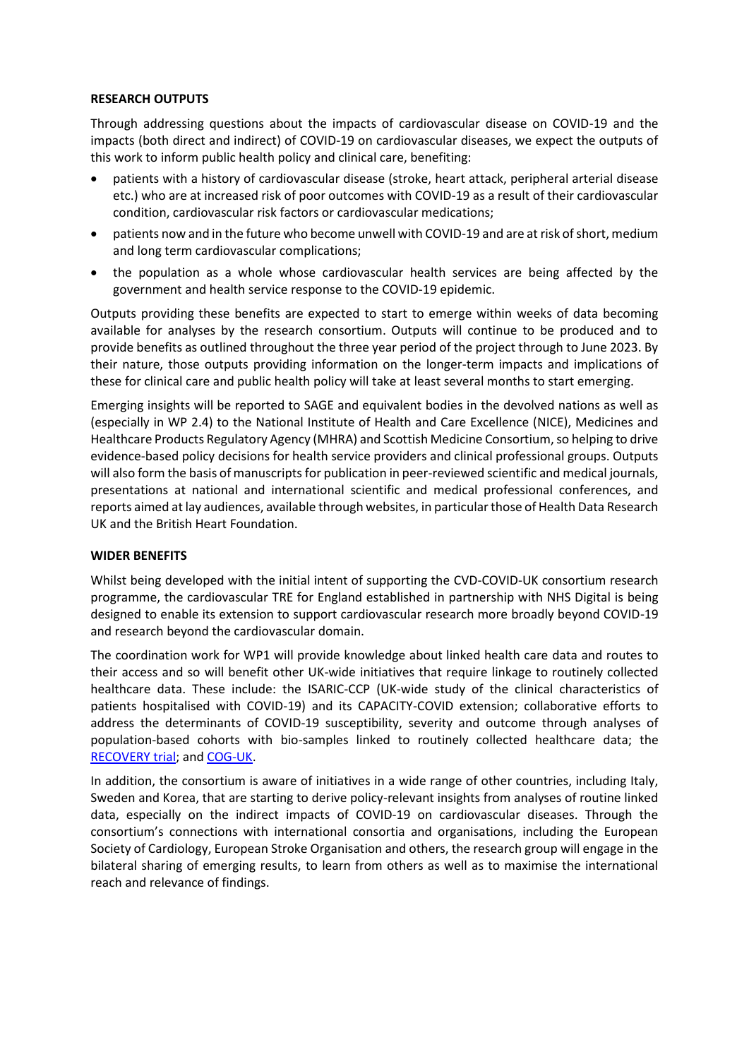**RESEARCH OUTPUTS**

Through addressing questions about the impacts of cardiovascular disease on COVID-19 and the impacts (both direct and indirect) of COVID-19 on cardiovascular diseases, we expect the outputs of this work to inform public health policy and clinical care, benefiting:

- patients with a history of cardiovascular disease (stroke, heart attack, peripheral arterial disease etc.) who are at increased risk of poor outcomes with COVID-19 as a result of their cardiovascular condition, cardiovascular risk factors or cardiovascular medications;
- patients now and in the future who become unwell with COVID-19 and are at risk of short, medium and long term cardiovascular complications;
- the population as a whole whose cardiovascular health services are being affected by the government and health service response to the COVID-19 epidemic.

Outputs providing these benefits are expected to start to emerge within weeks of data becoming available for analyses by the research consortium. Outputs will continue to be produced and to provide benefits as outlined throughout the three year period of the project through to June 2023. By their nature, those outputs providing information on the longer-term impacts and implications of these for clinical care and public health policy will take at least several months to start emerging.

Emerging insights will be reported to SAGE and equivalent bodies in the devolved nations as well as (especially in WP 2.4) to the National Institute of Health and Care Excellence (NICE), Medicines and Healthcare Products Regulatory Agency (MHRA) and Scottish Medicine Consortium, so helping to drive evidence-based policy decisions for health service providers and clinical professional groups. Outputs will also form the basis of manuscripts for publication in peer-reviewed scientific and medical journals, presentations at national and international scientific and medical professional conferences, and reports aimed at lay audiences, available through websites, in particular those of Health Data Research UK and the British Heart Foundation.

**WIDER BENEFITS**

Whilst being developed with the initial intent of supporting the CVD-COVID-UK consortium research programme, the cardiovascular TRE for England established in partnership with NHS Digital is being designed to enable its extension to support cardiovascular research more broadly beyond COVID-19 and research beyond the cardiovascular domain.

The coordination work for WP1 will provide knowledge about linked health care data and routes to their access and so will benefit other UK-wide initiatives that require linkage to routinely collected healthcare data. These include: the ISARIC-CCP (UK-wide study of the clinical characteristics of patients hospitalised with COVID-19) and its CAPACITY-COVID extension; collaborative efforts to address the determinants of COVID-19 susceptibility, severity and outcome through analyses of population-based cohorts with bio-samples linked to routinely collected healthcare data; the RECOVERY trial; and COG-UK.

In addition, the consortium is aware of initiatives in a wide range of other countries, including Italy, Sweden and Korea, that are starting to derive policy-relevant insights from analyses of routine linked data, especially on the indirect impacts of COVID-19 on cardiovascular diseases. Through the consortium's connections with international consortia and organisations, including the European Society of Cardiology, European Stroke Organisation and others, the research group will engage in the bilateral sharing of emerging results, to learn from others as well as to maximise the international reach and relevance of findings.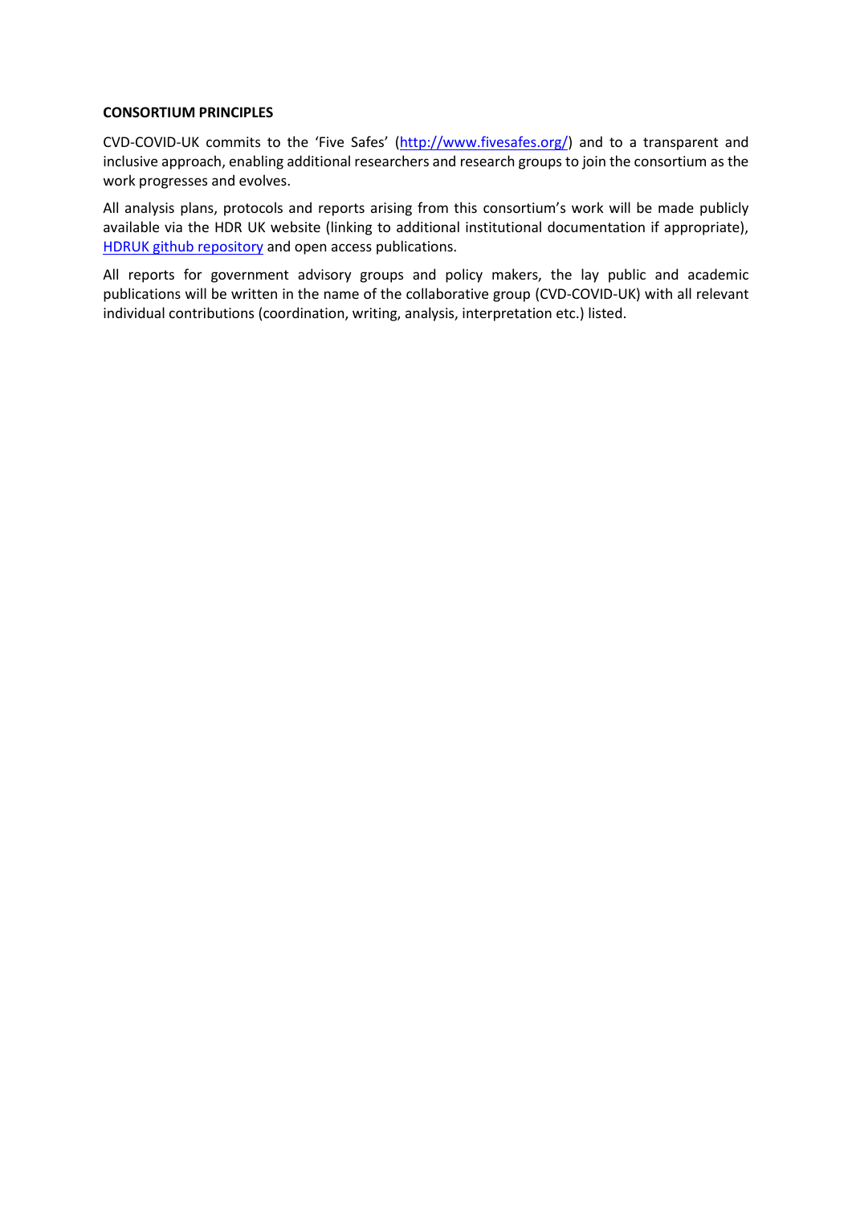**CONSORTIUM PRINCIPLES**

CVD-COVID-UK commits to the 'Five Safes' (http://www.fivesafes.org/) and to a transparent and inclusive approach, enabling additional researchers and research groups to join the consortium as the work progresses and evolves.

All analysis plans, protocols and reports arising from this consortium's work will be made publicly available via the HDR UK website (linking to additional institutional documentation if appropriate), HDRUK github repository and open access publications.

All reports for government advisory groups and policy makers, the lay public and academic publications will be written in the name of the collaborative group (CVD-COVID-UK) with all relevant individual contributions (coordination, writing, analysis, interpretation etc.) listed.